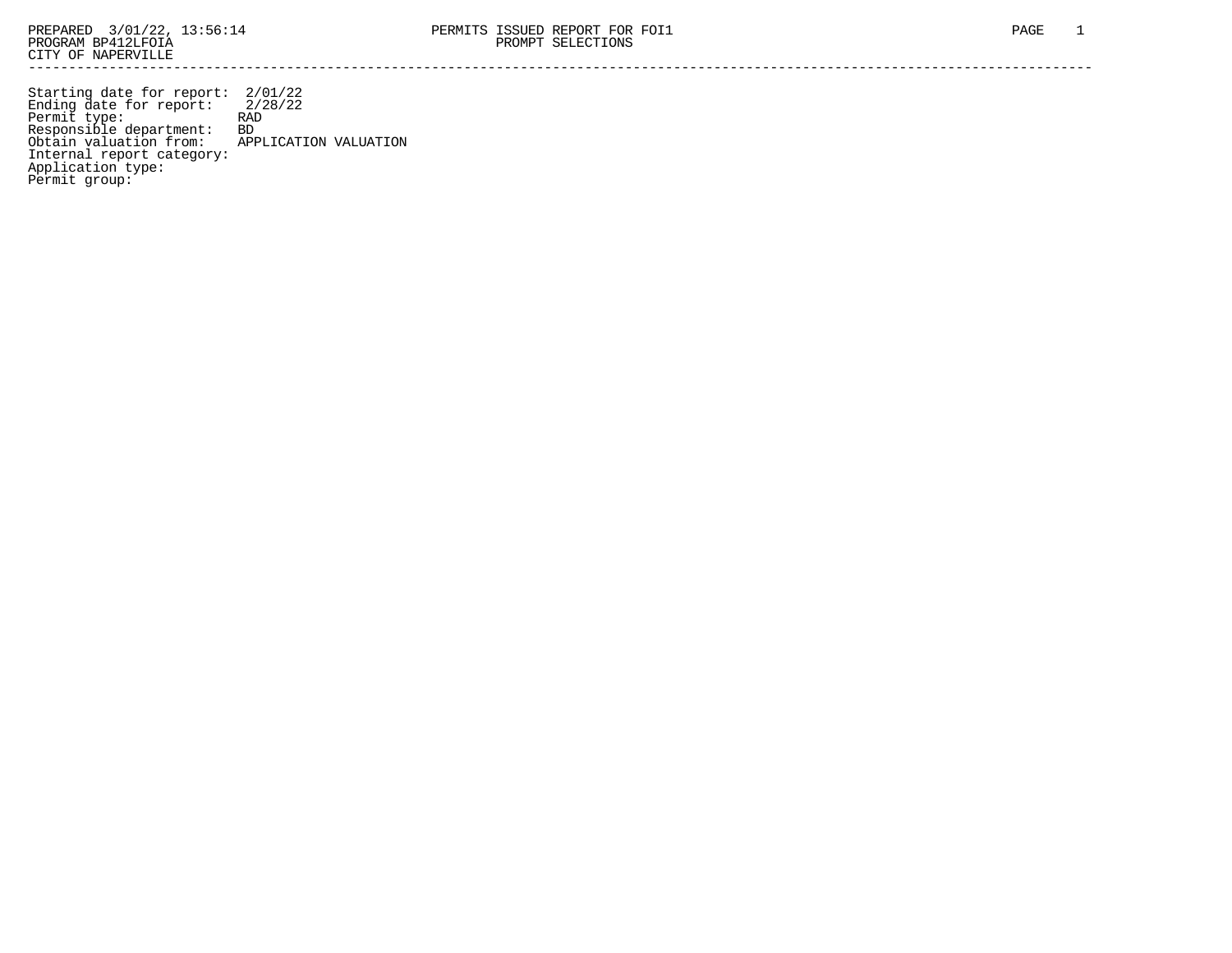PREPARED 3/01/22, 13:56:14
PROGRAM BP412LFOIA
CITY OF NAPERVILLE

PERMITS ISSUED REPORT FOR FOI1
PROMPT SELECTIONS

---

Starting date for report: 2/01/22
Ending date for report: 2/28/22
Permit type: RAD
Responsible department: BD
Obtain valuation from: APPLICATION VALUATION
Internal report category:
Application type:
Permit group: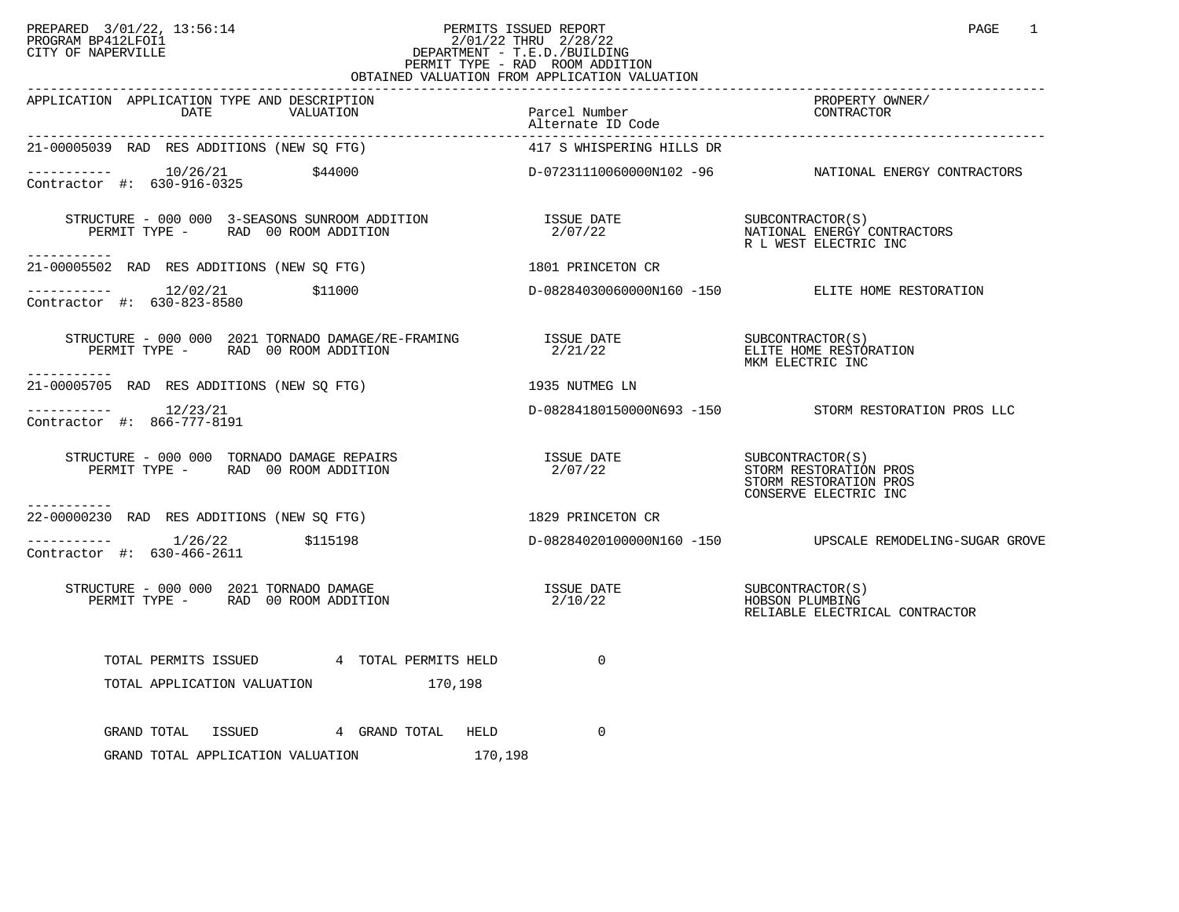PREPARED 3/01/22, 13:56:14
PROGRAM BP412LFOI1
CITY OF NAPERVILLE

# PERMITS ISSUED REPORT

2/01/22 THRU 2/28/22
DEPARTMENT - T.E.D./BUILDING
PERMIT TYPE - RAD ROOM ADDITION
OBTAINED VALUATION FROM APPLICATION VALUATION

| APPLICATION | APPLICATION TYPE AND DESCRIPTION / DATE | VALUATION | Parcel Number / Alternate ID Code | PROPERTY OWNER/ CONTRACTOR |
|---|---|---|---|---|
| 21-00005039 | RAD RES ADDITIONS (NEW SQ FTG) | | 417 S WHISPERING HILLS DR | |
| ----------- | 10/26/21 | $44000 | D-07231110060000N102 -96 | NATIONAL ENERGY CONTRACTORS |
| Contractor #: 630-916-0325 | | | | |
| STRUCTURE - 000 000 3-SEASONS SUNROOM ADDITION | PERMIT TYPE - RAD 00 ROOM ADDITION | | ISSUE DATE 2/07/22 | SUBCONTRACTOR(S) NATIONAL ENERGY CONTRACTORS; R L WEST ELECTRIC INC |
| 21-00005502 | RAD RES ADDITIONS (NEW SQ FTG) | | 1801 PRINCETON CR | |
| ----------- | 12/02/21 | $11000 | D-08284030060000N160 -150 | ELITE HOME RESTORATION |
| Contractor #: 630-823-8580 | | | | |
| STRUCTURE - 000 000 2021 TORNADO DAMAGE/RE-FRAMING | PERMIT TYPE - RAD 00 ROOM ADDITION | | ISSUE DATE 2/21/22 | SUBCONTRACTOR(S) ELITE HOME RESTORATION; MKM ELECTRIC INC |
| 21-00005705 | RAD RES ADDITIONS (NEW SQ FTG) | | 1935 NUTMEG LN | |
| ----------- | 12/23/21 | | D-08284180150000N693 -150 | STORM RESTORATION PROS LLC |
| Contractor #: 866-777-8191 | | | | |
| STRUCTURE - 000 000 TORNADO DAMAGE REPAIRS | PERMIT TYPE - RAD 00 ROOM ADDITION | | ISSUE DATE 2/07/22 | SUBCONTRACTOR(S) STORM RESTORATION PROS; STORM RESTORATION PROS; CONSERVE ELECTRIC INC |
| 22-00000230 | RAD RES ADDITIONS (NEW SQ FTG) | | 1829 PRINCETON CR | |
| ----------- | 1/26/22 | $115198 | D-08284020100000N160 -150 | UPSCALE REMODELING-SUGAR GROVE |
| Contractor #: 630-466-2611 | | | | |
| STRUCTURE - 000 000 2021 TORNADO DAMAGE | PERMIT TYPE - RAD 00 ROOM ADDITION | | ISSUE DATE 2/10/22 | SUBCONTRACTOR(S) HOBSON PLUMBING; RELIABLE ELECTRICAL CONTRACTOR |

TOTAL PERMITS ISSUED 4 TOTAL PERMITS HELD 0

TOTAL APPLICATION VALUATION 170,198

GRAND TOTAL ISSUED 4 GRAND TOTAL HELD 0

GRAND TOTAL APPLICATION VALUATION 170,198